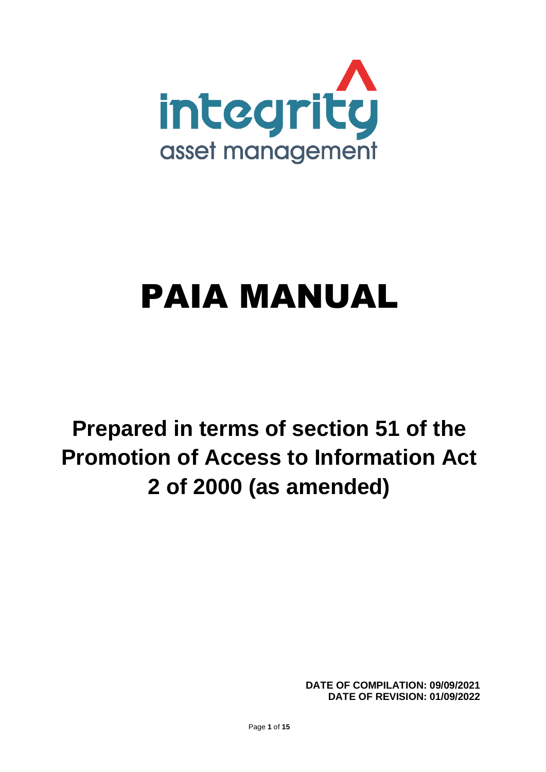integrity
asset management

# PAIA MANUAL

## Prepared in terms of section 51 of the Promotion of Access to Information Act 2 of 2000 (as amended)

**DATE OF COMPILATION: 09/09/2021**
**DATE OF REVISION: 01/09/2022**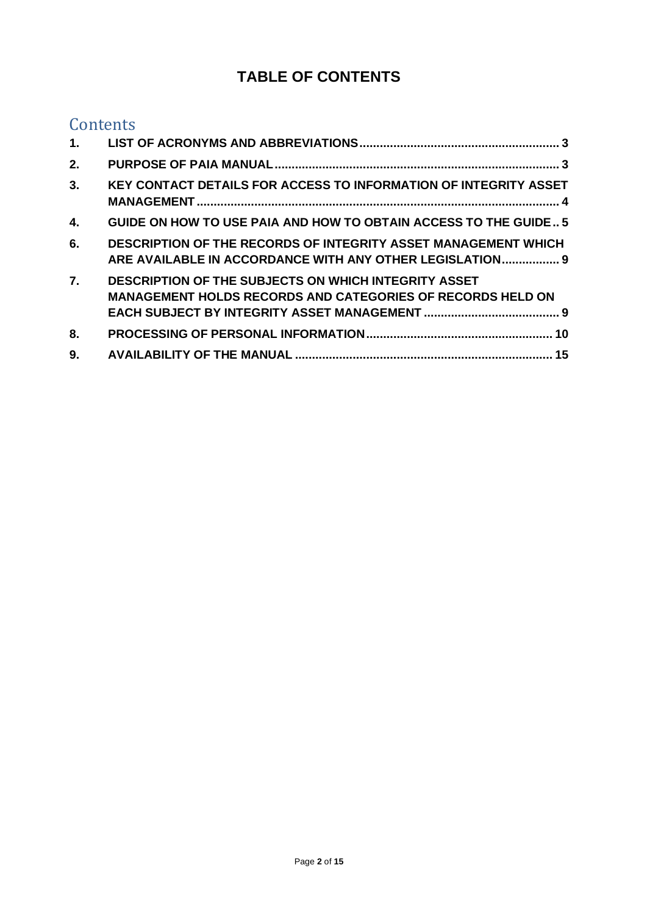# TABLE OF CONTENTS

## Contents

1. LIST OF ACRONYMS AND ABBREVIATIONS .......... 3
2. PURPOSE OF PAIA MANUAL .......... 3
3. KEY CONTACT DETAILS FOR ACCESS TO INFORMATION OF INTEGRITY ASSET MANAGEMENT .......... 4
4. GUIDE ON HOW TO USE PAIA AND HOW TO OBTAIN ACCESS TO THE GUIDE .. 5
6. DESCRIPTION OF THE RECORDS OF INTEGRITY ASSET MANAGEMENT WHICH ARE AVAILABLE IN ACCORDANCE WITH ANY OTHER LEGISLATION .......... 9
7. DESCRIPTION OF THE SUBJECTS ON WHICH INTEGRITY ASSET MANAGEMENT HOLDS RECORDS AND CATEGORIES OF RECORDS HELD ON EACH SUBJECT BY INTEGRITY ASSET MANAGEMENT .......... 9
8. PROCESSING OF PERSONAL INFORMATION .......... 10
9. AVAILABILITY OF THE MANUAL .......... 15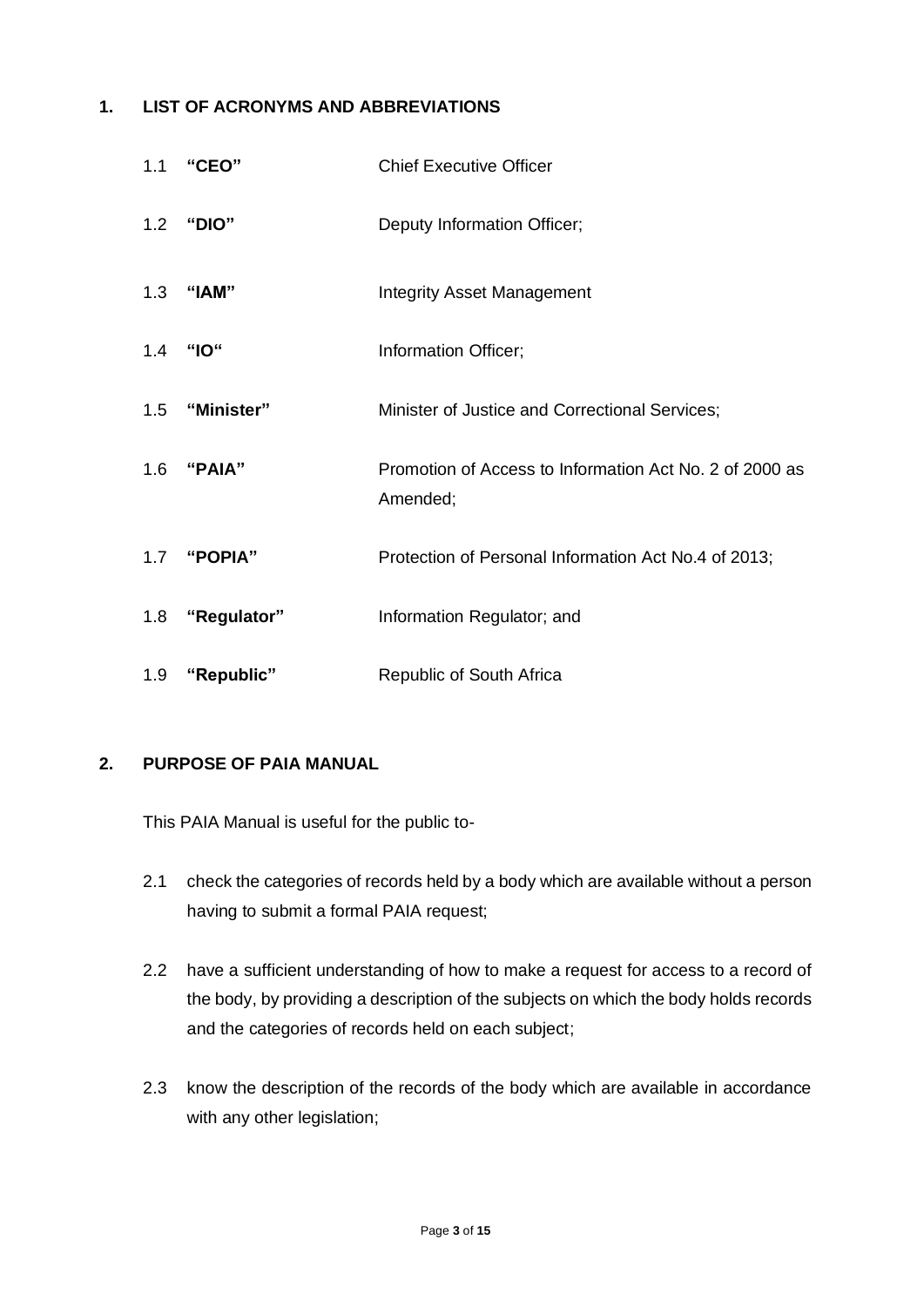## 1. LIST OF ACRONYMS AND ABBREVIATIONS

1.1 **"CEO"** Chief Executive Officer

1.2 **"DIO"** Deputy Information Officer;

1.3 **"IAM"** Integrity Asset Management

1.4 **"IO"** Information Officer;

1.5 **"Minister"** Minister of Justice and Correctional Services;

1.6 **"PAIA"** Promotion of Access to Information Act No. 2 of 2000 as Amended;

1.7 **"POPIA"** Protection of Personal Information Act No.4 of 2013;

1.8 **"Regulator"** Information Regulator; and

1.9 **"Republic"** Republic of South Africa

## 2. PURPOSE OF PAIA MANUAL

This PAIA Manual is useful for the public to-

2.1 check the categories of records held by a body which are available without a person having to submit a formal PAIA request;

2.2 have a sufficient understanding of how to make a request for access to a record of the body, by providing a description of the subjects on which the body holds records and the categories of records held on each subject;

2.3 know the description of the records of the body which are available in accordance with any other legislation;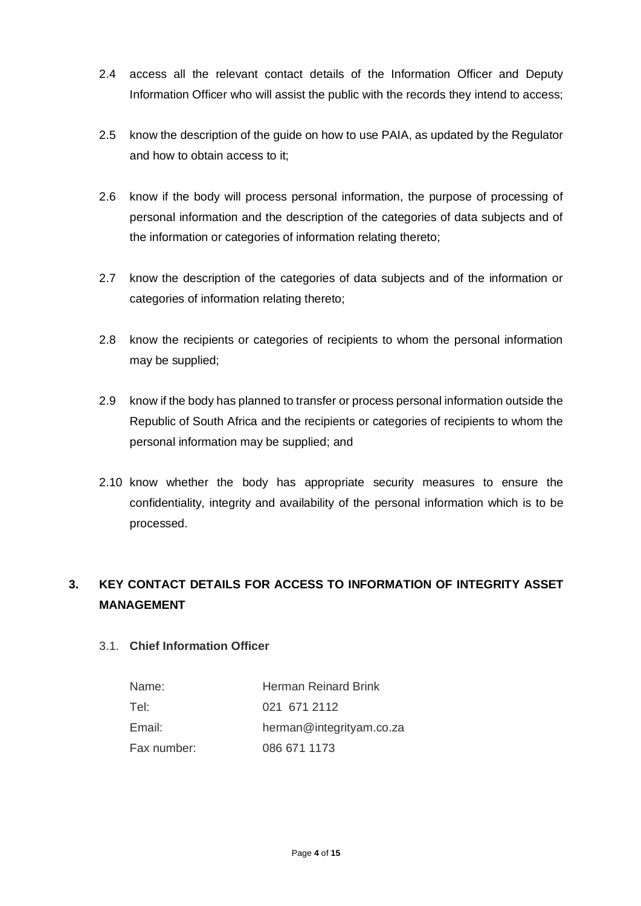2.4 access all the relevant contact details of the Information Officer and Deputy Information Officer who will assist the public with the records they intend to access;

2.5 know the description of the guide on how to use PAIA, as updated by the Regulator and how to obtain access to it;

2.6 know if the body will process personal information, the purpose of processing of personal information and the description of the categories of data subjects and of the information or categories of information relating thereto;

2.7 know the description of the categories of data subjects and of the information or categories of information relating thereto;

2.8 know the recipients or categories of recipients to whom the personal information may be supplied;

2.9 know if the body has planned to transfer or process personal information outside the Republic of South Africa and the recipients or categories of recipients to whom the personal information may be supplied; and

2.10 know whether the body has appropriate security measures to ensure the confidentiality, integrity and availability of the personal information which is to be processed.

## 3. KEY CONTACT DETAILS FOR ACCESS TO INFORMATION OF INTEGRITY ASSET MANAGEMENT

### 3.1. Chief Information Officer

| | |
|---|---|
| Name: | Herman Reinard Brink |
| Tel: | 021 671 2112 |
| Email: | herman@integrityam.co.za |
| Fax number: | 086 671 1173 |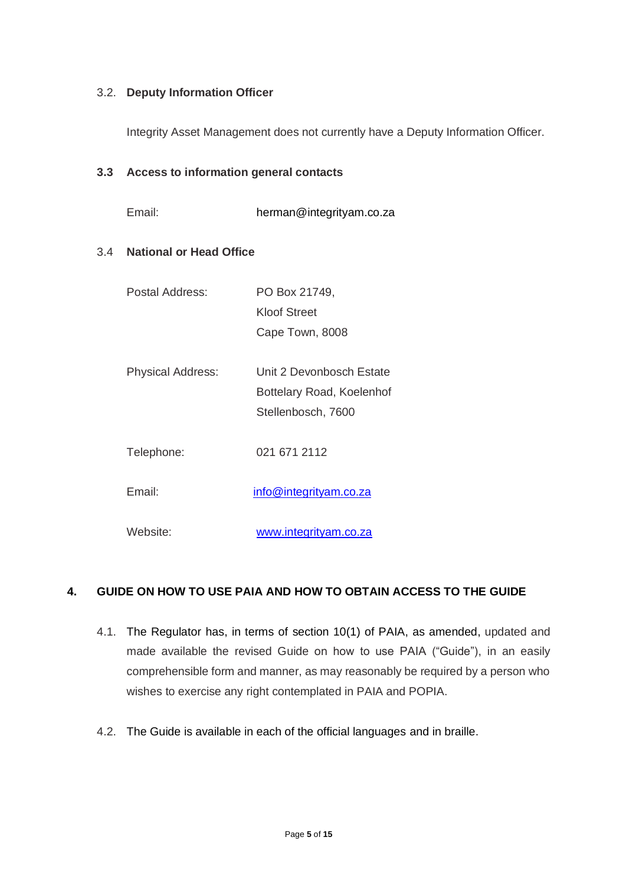### 3.2. Deputy Information Officer

Integrity Asset Management does not currently have a Deputy Information Officer.

### 3.3 Access to information general contacts

| | |
|---|---|
| Email: | herman@integrityam.co.za |

### 3.4 National or Head Office

| | |
|---|---|
| Postal Address: | PO Box 21749,<br>Kloof Street<br>Cape Town, 8008 |
| Physical Address: | Unit 2 Devonbosch Estate<br>Bottelary Road, Koelenhof<br>Stellenbosch, 7600 |
| Telephone: | 021 671 2112 |
| Email: | info@integrityam.co.za |
| Website: | www.integrityam.co.za |

## 4. GUIDE ON HOW TO USE PAIA AND HOW TO OBTAIN ACCESS TO THE GUIDE

4.1. The Regulator has, in terms of section 10(1) of PAIA, as amended, updated and made available the revised Guide on how to use PAIA ("Guide"), in an easily comprehensible form and manner, as may reasonably be required by a person who wishes to exercise any right contemplated in PAIA and POPIA.

4.2. The Guide is available in each of the official languages and in braille.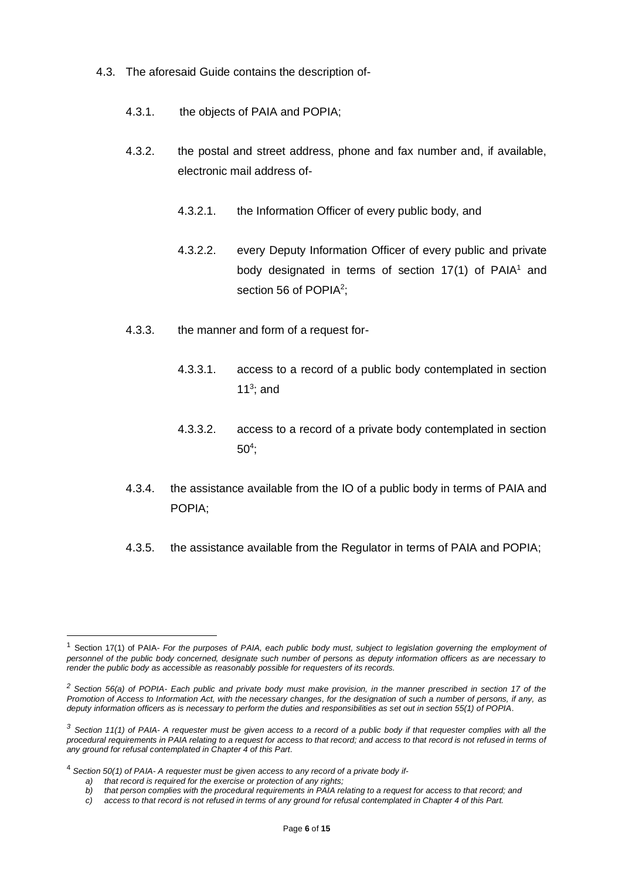4.3. The aforesaid Guide contains the description of-

4.3.1. the objects of PAIA and POPIA;

4.3.2. the postal and street address, phone and fax number and, if available, electronic mail address of-

4.3.2.1. the Information Officer of every public body, and

4.3.2.2. every Deputy Information Officer of every public and private body designated in terms of section 17(1) of PAIA[1] and section 56 of POPIA[2];

4.3.3. the manner and form of a request for-

4.3.3.1. access to a record of a public body contemplated in section 11[3]; and

4.3.3.2. access to a record of a private body contemplated in section 50[4];

4.3.4. the assistance available from the IO of a public body in terms of PAIA and POPIA;

4.3.5. the assistance available from the Regulator in terms of PAIA and POPIA;

---

[1] Section 17(1) of PAIA- *For the purposes of PAIA, each public body must, subject to legislation governing the employment of personnel of the public body concerned, designate such number of persons as deputy information officers as are necessary to render the public body as accessible as reasonably possible for requesters of its records.*

[2] *Section 56(a) of POPIA- Each public and private body must make provision, in the manner prescribed in section 17 of the Promotion of Access to Information Act, with the necessary changes, for the designation of such a number of persons, if any, as deputy information officers as is necessary to perform the duties and responsibilities as set out in section 55(1) of POPIA.*

[3] *Section 11(1) of PAIA- A requester must be given access to a record of a public body if that requester complies with all the procedural requirements in PAIA relating to a request for access to that record; and access to that record is not refused in terms of any ground for refusal contemplated in Chapter 4 of this Part.*

[4] *Section 50(1) of PAIA- A requester must be given access to any record of a private body if-*

*a) that record is required for the exercise or protection of any rights;*
*b) that person complies with the procedural requirements in PAIA relating to a request for access to that record; and*
*c) access to that record is not refused in terms of any ground for refusal contemplated in Chapter 4 of this Part.*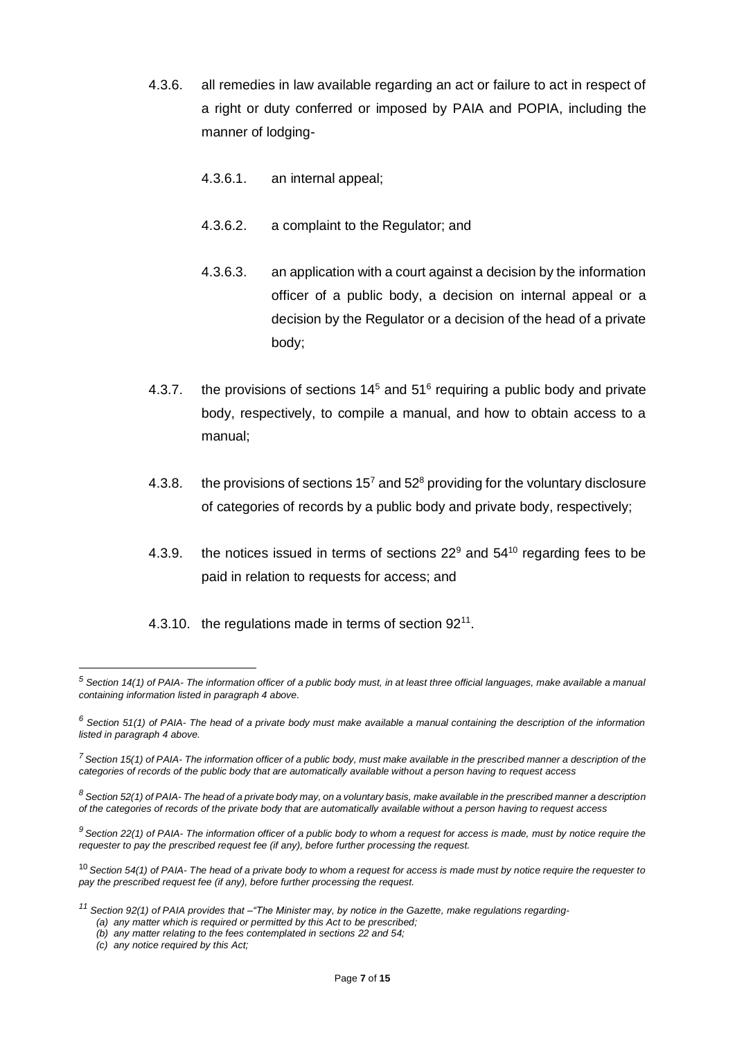4.3.6. all remedies in law available regarding an act or failure to act in respect of a right or duty conferred or imposed by PAIA and POPIA, including the manner of lodging-

4.3.6.1. an internal appeal;

4.3.6.2. a complaint to the Regulator; and

4.3.6.3. an application with a court against a decision by the information officer of a public body, a decision on internal appeal or a decision by the Regulator or a decision of the head of a private body;

4.3.7. the provisions of sections 14[5] and 51[6] requiring a public body and private body, respectively, to compile a manual, and how to obtain access to a manual;

4.3.8. the provisions of sections 15[7] and 52[8] providing for the voluntary disclosure of categories of records by a public body and private body, respectively;

4.3.9. the notices issued in terms of sections 22[9] and 54[10] regarding fees to be paid in relation to requests for access; and

4.3.10. the regulations made in terms of section 92[11].

---

[5] *Section 14(1) of PAIA- The information officer of a public body must, in at least three official languages, make available a manual containing information listed in paragraph 4 above.*

[6] *Section 51(1) of PAIA- The head of a private body must make available a manual containing the description of the information listed in paragraph 4 above.*

[7] *Section 15(1) of PAIA- The information officer of a public body, must make available in the prescribed manner a description of the categories of records of the public body that are automatically available without a person having to request access*

[8] *Section 52(1) of PAIA- The head of a private body may, on a voluntary basis, make available in the prescribed manner a description of the categories of records of the private body that are automatically available without a person having to request access*

[9] *Section 22(1) of PAIA- The information officer of a public body to whom a request for access is made, must by notice require the requester to pay the prescribed request fee (if any), before further processing the request.*

[10] *Section 54(1) of PAIA- The head of a private body to whom a request for access is made must by notice require the requester to pay the prescribed request fee (if any), before further processing the request.*

[11] *Section 92(1) of PAIA provides that –"The Minister may, by notice in the Gazette, make regulations regarding-*
*(a) any matter which is required or permitted by this Act to be prescribed;*
*(b) any matter relating to the fees contemplated in sections 22 and 54;*
*(c) any notice required by this Act;*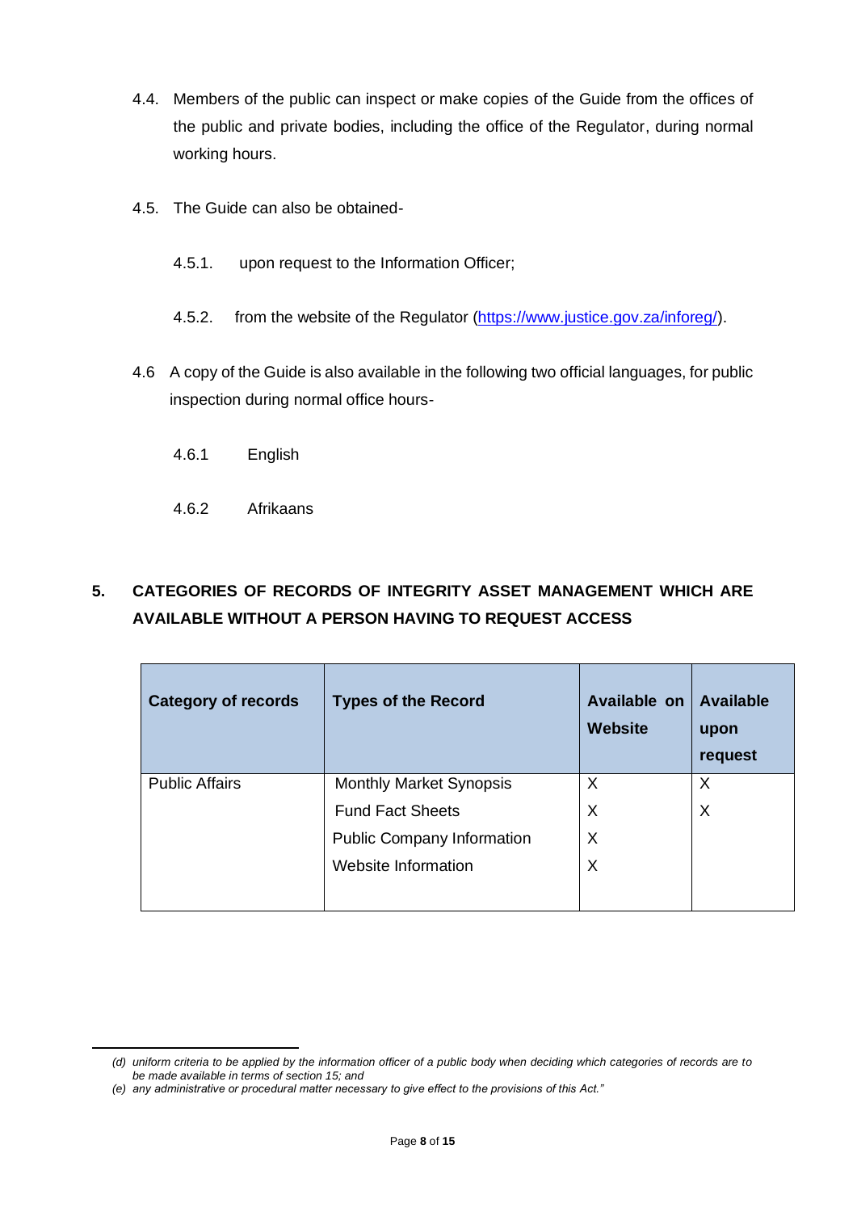4.4. Members of the public can inspect or make copies of the Guide from the offices of the public and private bodies, including the office of the Regulator, during normal working hours.

4.5. The Guide can also be obtained-

4.5.1. upon request to the Information Officer;

4.5.2. from the website of the Regulator (https://www.justice.gov.za/inforeg/).

4.6 A copy of the Guide is also available in the following two official languages, for public inspection during normal office hours-

4.6.1 English

4.6.2 Afrikaans

## 5. CATEGORIES OF RECORDS OF INTEGRITY ASSET MANAGEMENT WHICH ARE AVAILABLE WITHOUT A PERSON HAVING TO REQUEST ACCESS

| Category of records | Types of the Record | Available on Website | Available upon request |
|---|---|---|---|
| Public Affairs | Monthly Market Synopsis | X | X |
| | Fund Fact Sheets | X | X |
| | Public Company Information | X | |
| | Website Information | X | |

---

*(d) uniform criteria to be applied by the information officer of a public body when deciding which categories of records are to be made available in terms of section 15; and*

*(e) any administrative or procedural matter necessary to give effect to the provisions of this Act."*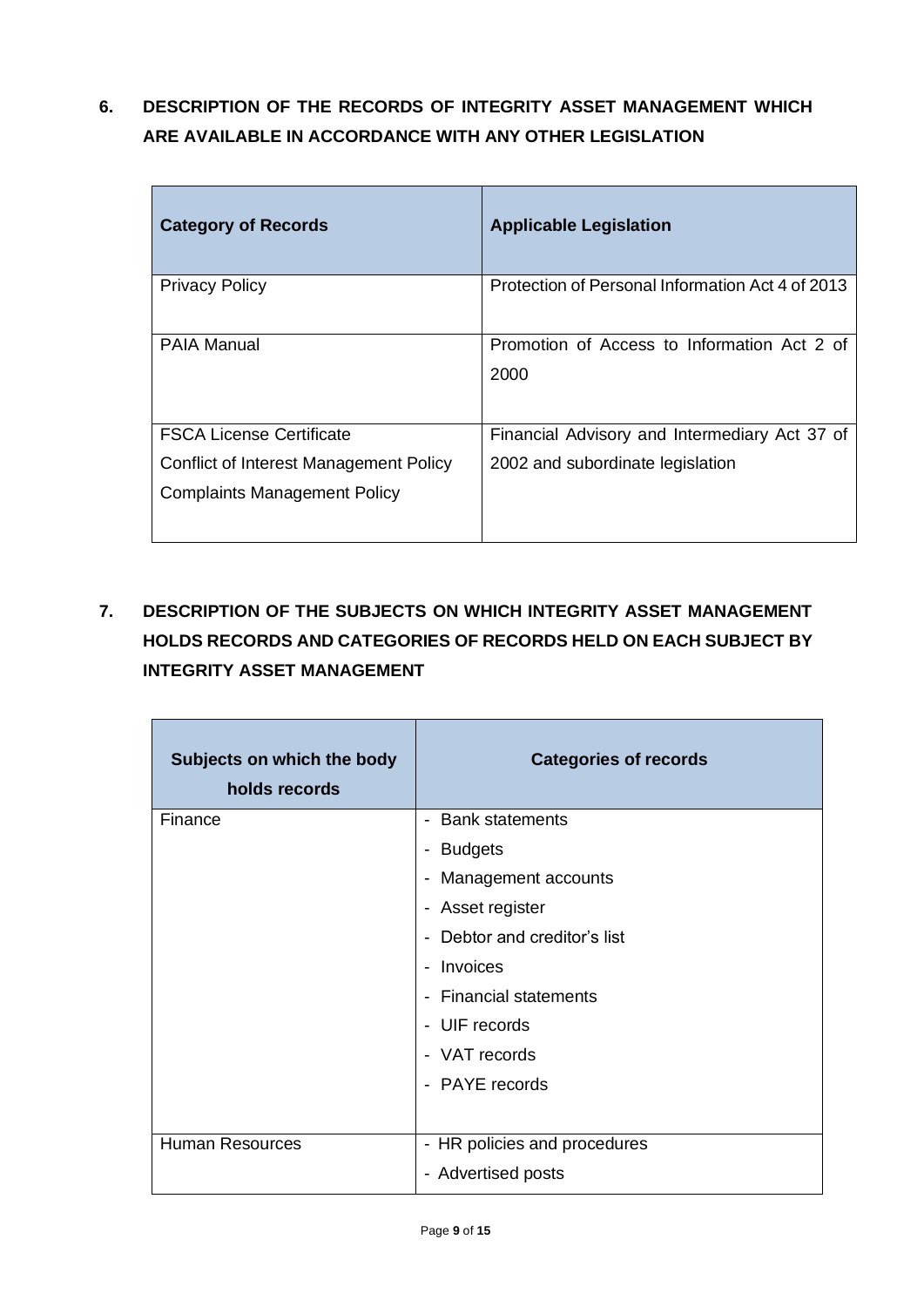## 6. DESCRIPTION OF THE RECORDS OF INTEGRITY ASSET MANAGEMENT WHICH ARE AVAILABLE IN ACCORDANCE WITH ANY OTHER LEGISLATION

| Category of Records | Applicable Legislation |
|---|---|
| Privacy Policy | Protection of Personal Information Act 4 of 2013 |
| PAIA Manual | Promotion of Access to Information Act 2 of 2000 |
| FSCA License Certificate<br>Conflict of Interest Management Policy<br>Complaints Management Policy | Financial Advisory and Intermediary Act 37 of 2002 and subordinate legislation |

## 7. DESCRIPTION OF THE SUBJECTS ON WHICH INTEGRITY ASSET MANAGEMENT HOLDS RECORDS AND CATEGORIES OF RECORDS HELD ON EACH SUBJECT BY INTEGRITY ASSET MANAGEMENT

| Subjects on which the body holds records | Categories of records |
|---|---|
| Finance | - Bank statements<br>- Budgets<br>- Management accounts<br>- Asset register<br>- Debtor and creditor's list<br>- Invoices<br>- Financial statements<br>- UIF records<br>- VAT records<br>- PAYE records |
| Human Resources | - HR policies and procedures<br>- Advertised posts |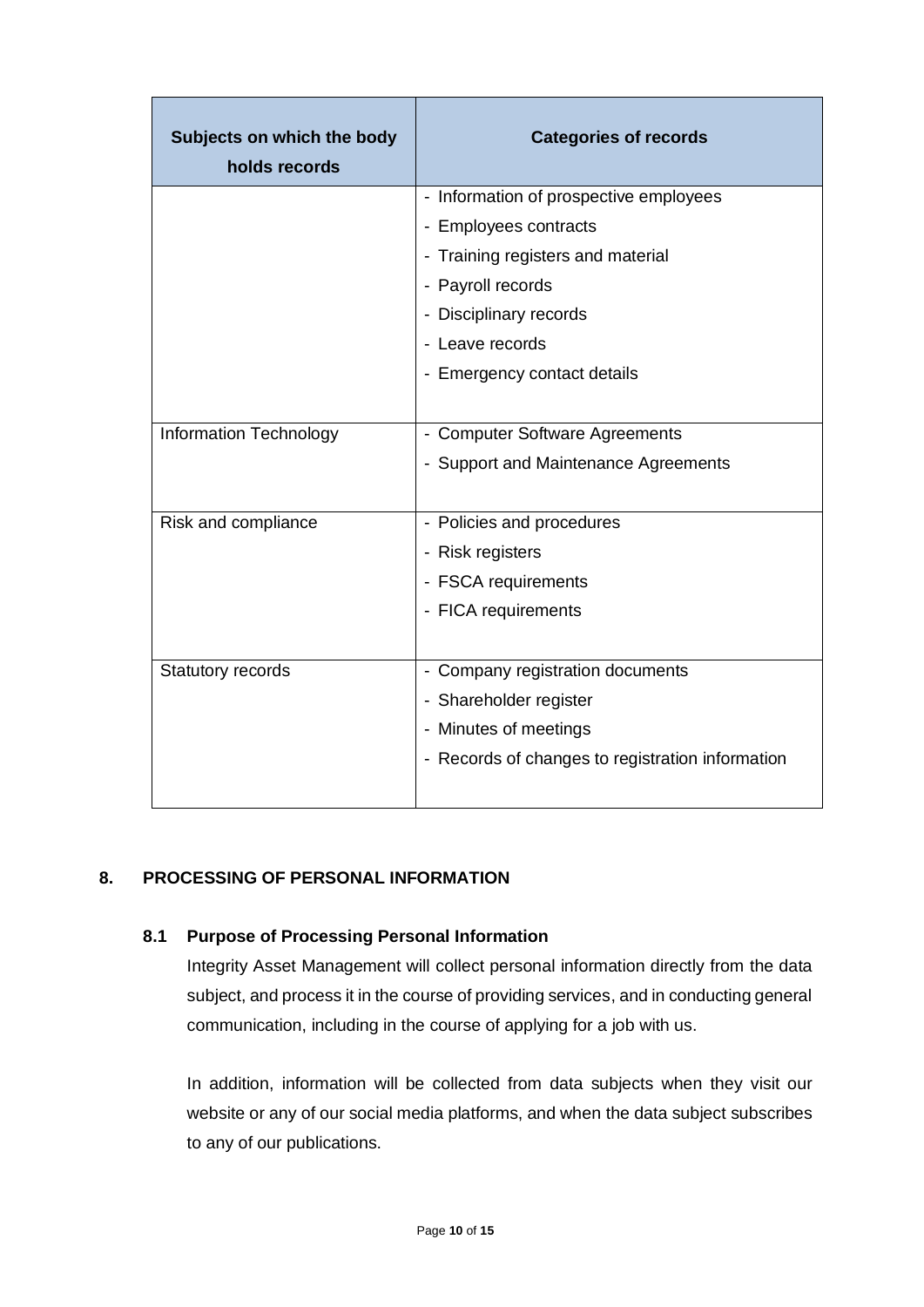| Subjects on which the body holds records | Categories of records |
| --- | --- |
| | - Information of prospective employees<br>- Employees contracts<br>- Training registers and material<br>- Payroll records<br>- Disciplinary records<br>- Leave records<br>- Emergency contact details |
| Information Technology | - Computer Software Agreements<br>- Support and Maintenance Agreements |
| Risk and compliance | - Policies and procedures<br>- Risk registers<br>- FSCA requirements<br>- FICA requirements |
| Statutory records | - Company registration documents<br>- Shareholder register<br>- Minutes of meetings<br>- Records of changes to registration information |

## 8. PROCESSING OF PERSONAL INFORMATION

### 8.1 Purpose of Processing Personal Information

Integrity Asset Management will collect personal information directly from the data subject, and process it in the course of providing services, and in conducting general communication, including in the course of applying for a job with us.

In addition, information will be collected from data subjects when they visit our website or any of our social media platforms, and when the data subject subscribes to any of our publications.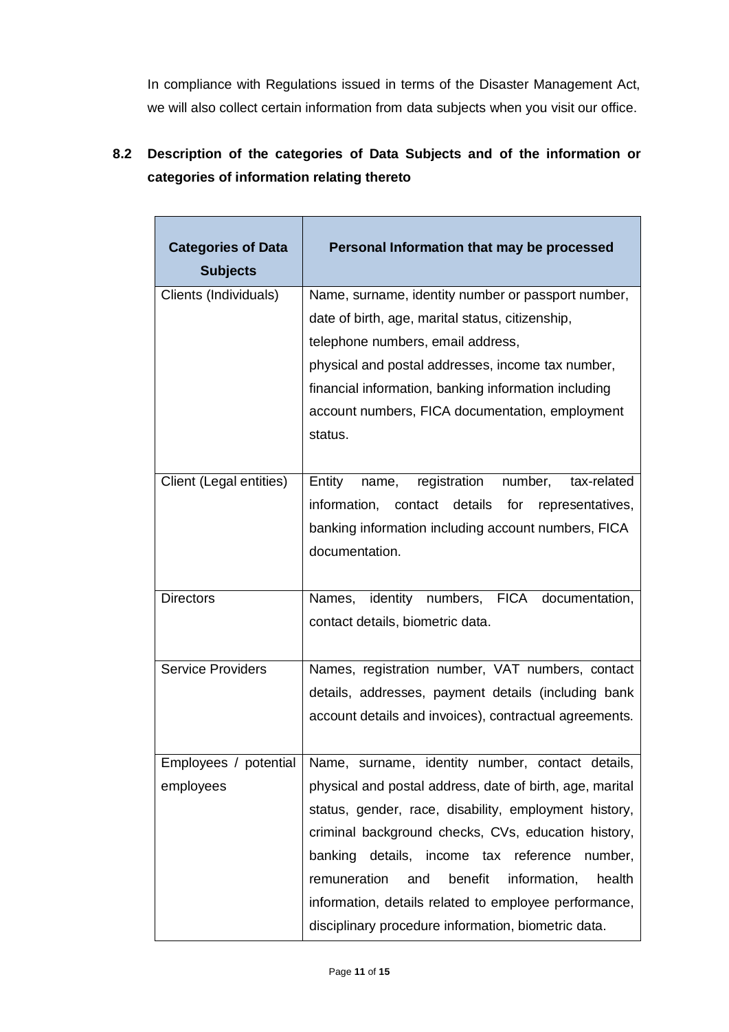In compliance with Regulations issued in terms of the Disaster Management Act, we will also collect certain information from data subjects when you visit our office.

### 8.2 Description of the categories of Data Subjects and of the information or categories of information relating thereto

| Categories of Data Subjects | Personal Information that may be processed |
|---|---|
| Clients (Individuals) | Name, surname, identity number or passport number, date of birth, age, marital status, citizenship, telephone numbers, email address, physical and postal addresses, income tax number, financial information, banking information including account numbers, FICA documentation, employment status. |
| Client (Legal entities) | Entity name, registration number, tax-related information, contact details for representatives, banking information including account numbers, FICA documentation. |
| Directors | Names, identity numbers, FICA documentation, contact details, biometric data. |
| Service Providers | Names, registration number, VAT numbers, contact details, addresses, payment details (including bank account details and invoices), contractual agreements. |
| Employees / potential employees | Name, surname, identity number, contact details, physical and postal address, date of birth, age, marital status, gender, race, disability, employment history, criminal background checks, CVs, education history, banking details, income tax reference number, remuneration and benefit information, health information, details related to employee performance, disciplinary procedure information, biometric data. |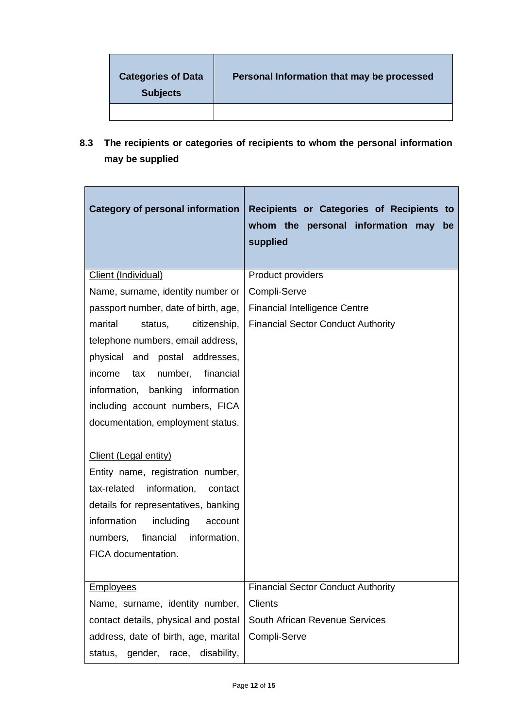| Categories of Data Subjects | Personal Information that may be processed |
|---|---|
| | |

## 8.3 The recipients or categories of recipients to whom the personal information may be supplied

| Category of personal information | Recipients or Categories of Recipients to whom the personal information may be supplied |
|---|---|
| Client (Individual)<br>Name, surname, identity number or passport number, date of birth, age, marital status, citizenship, telephone numbers, email address, physical and postal addresses, income tax number, financial information, banking information including account numbers, FICA documentation, employment status.<br><br>Client (Legal entity)<br>Entity name, registration number, tax-related information, contact details for representatives, banking information including account numbers, financial information, FICA documentation. | Product providers<br>Compli-Serve<br>Financial Intelligence Centre<br>Financial Sector Conduct Authority |
| Employees<br>Name, surname, identity number, contact details, physical and postal address, date of birth, age, marital status, gender, race, disability, | Financial Sector Conduct Authority<br>Clients<br>South African Revenue Services<br>Compli-Serve |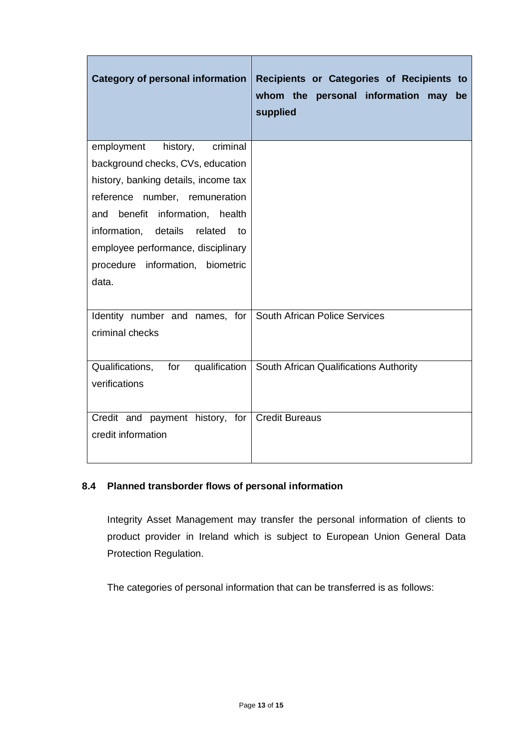| Category of personal information | Recipients or Categories of Recipients to whom the personal information may be supplied |
|---|---|
| employment history, criminal background checks, CVs, education history, banking details, income tax reference number, remuneration and benefit information, health information, details related to employee performance, disciplinary procedure information, biometric data. | |
| Identity number and names, for criminal checks | South African Police Services |
| Qualifications, for qualification verifications | South African Qualifications Authority |
| Credit and payment history, for credit information | Credit Bureaus |

### 8.4 Planned transborder flows of personal information

Integrity Asset Management may transfer the personal information of clients to product provider in Ireland which is subject to European Union General Data Protection Regulation.

The categories of personal information that can be transferred is as follows: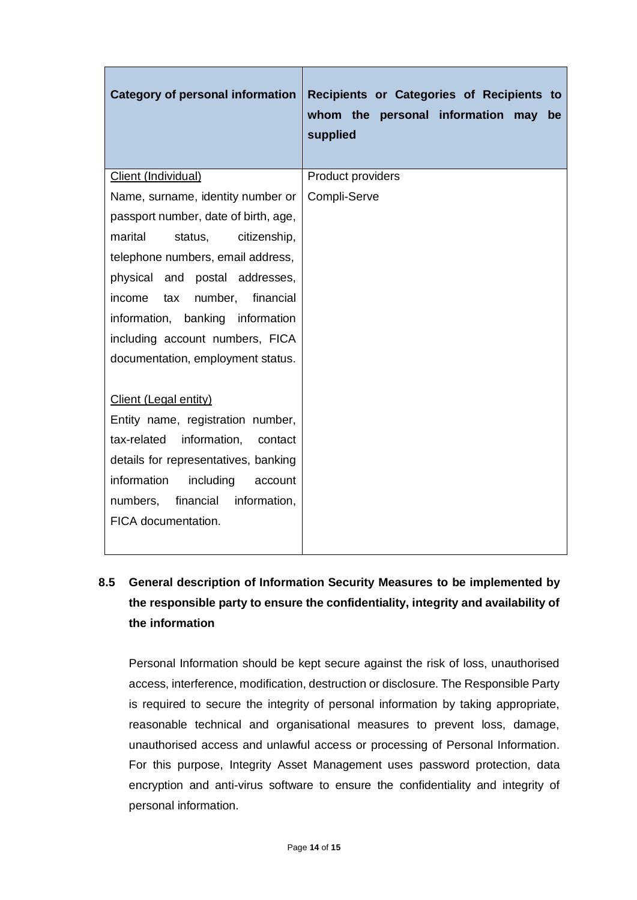| Category of personal information | Recipients or Categories of Recipients to whom the personal information may be supplied |
|---|---|
| Client (Individual)<br>Name, surname, identity number or passport number, date of birth, age, marital status, citizenship, telephone numbers, email address, physical and postal addresses, income tax number, financial information, banking information including account numbers, FICA documentation, employment status.<br><br>Client (Legal entity)<br>Entity name, registration number, tax-related information, contact details for representatives, banking information including account numbers, financial information, FICA documentation. | Product providers<br>Compli-Serve |

### 8.5 General description of Information Security Measures to be implemented by the responsible party to ensure the confidentiality, integrity and availability of the information

Personal Information should be kept secure against the risk of loss, unauthorised access, interference, modification, destruction or disclosure. The Responsible Party is required to secure the integrity of personal information by taking appropriate, reasonable technical and organisational measures to prevent loss, damage, unauthorised access and unlawful access or processing of Personal Information. For this purpose, Integrity Asset Management uses password protection, data encryption and anti-virus software to ensure the confidentiality and integrity of personal information.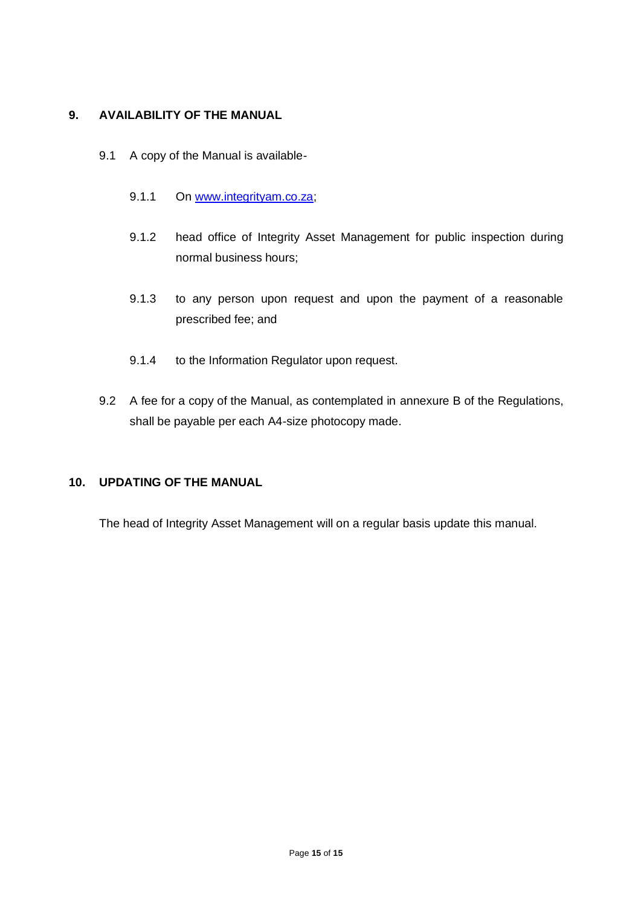## 9. AVAILABILITY OF THE MANUAL

9.1 A copy of the Manual is available-

9.1.1 On [www.integrityam.co.za](http://www.integrityam.co.za);

9.1.2 head office of Integrity Asset Management for public inspection during normal business hours;

9.1.3 to any person upon request and upon the payment of a reasonable prescribed fee; and

9.1.4 to the Information Regulator upon request.

9.2 A fee for a copy of the Manual, as contemplated in annexure B of the Regulations, shall be payable per each A4-size photocopy made.

## 10. UPDATING OF THE MANUAL

The head of Integrity Asset Management will on a regular basis update this manual.